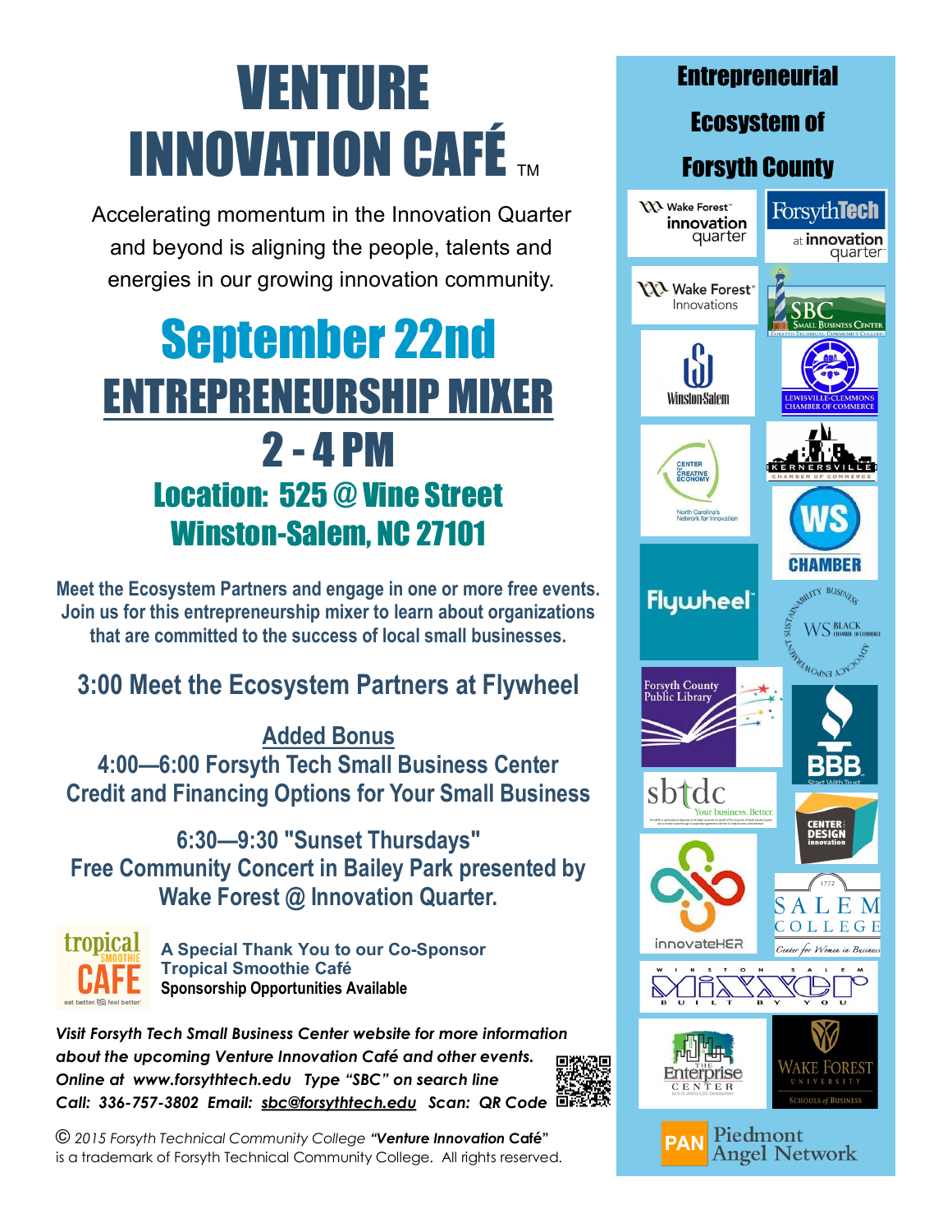# VENTURE INNOVATION CAFÉ™

Accelerating momentum in the Innovation Quarter and beyond is aligning the people, talents and energies in our growing innovation community.

## September 22nd

## ENTREPRENEURSHIP MIXER

## 2 - 4 PM

### Location: 525 @ Vine Street
### Winston-Salem, NC 27101

**Meet the Ecosystem Partners and engage in one or more free events. Join us for this entrepreneurship mixer to learn about organizations that are committed to the success of local small businesses.**

**3:00 Meet the Ecosystem Partners at Flywheel**

**Added Bonus**

**4:00—6:00 Forsyth Tech Small Business Center Credit and Financing Options for Your Small Business**

**6:30—9:30 "Sunset Thursdays" Free Community Concert in Bailey Park presented by Wake Forest @ Innovation Quarter.**

tropical SMOOTHIE CAFE eat better. feel better.

**A Special Thank You to our Co-Sponsor Tropical Smoothie Café**
**Sponsorship Opportunities Available**

***Visit Forsyth Tech Small Business Center website for more information about the upcoming Venture Innovation Café and other events. Online at www.forsythtech.edu Type "SBC" on search line Call: 336-757-3802 Email: sbc@forsythtech.edu Scan: QR Code***

© *2015 Forsyth Technical Community College* ***"Venture Innovation Café"*** is a trademark of Forsyth Technical Community College. All rights reserved.

## Entrepreneurial Ecosystem of Forsyth County

- Wake Forest innovation quarter
- ForsythTech at innovation quarter
- Wake Forest Innovations
- SBC Small Business Center Forsyth Technical Community College
- Winston-Salem
- Lewisville-Clemmons Chamber of Commerce
- Center for Creative Economy – North Carolina's Network for Innovation
- Kernersville Chamber of Commerce
- WS Chamber
- Flywheel
- WS Black Chamber of Commerce – Sustainability, Business, Advocacy, Empowerment
- Forsyth County Public Library
- BBB Start With Trust
- sbtdc Your business. Better.
- Center for Design Innovation
- innovateHER
- Salem College 1772 Center for Women in Business
- Winston-Salem Mixxer Built By You
- The Enterprise Center
- Wake Forest University Schools of Business
- PAN Piedmont Angel Network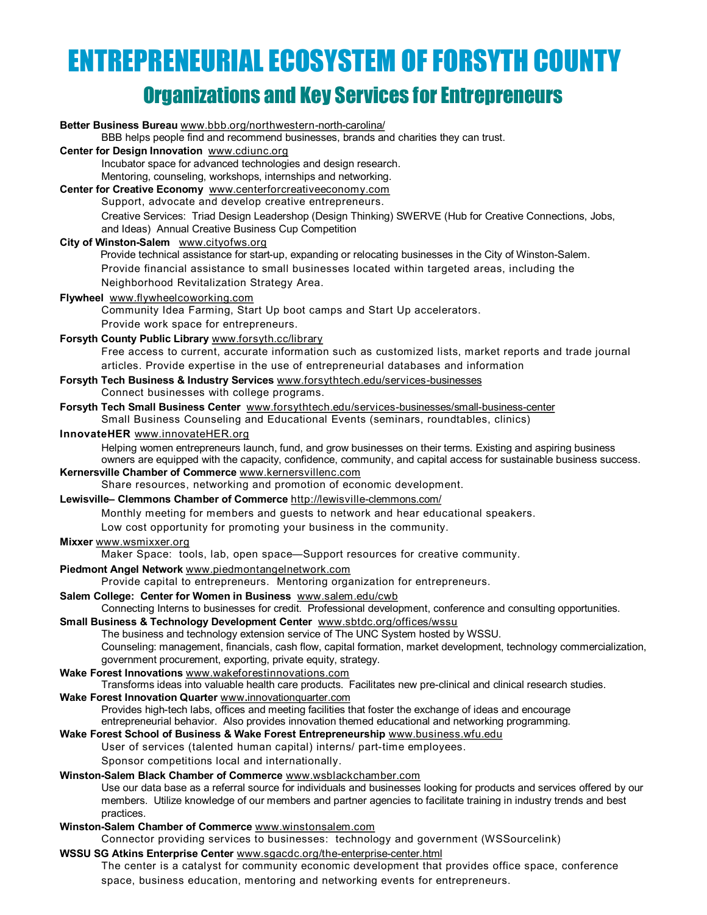# ENTREPRENEURIAL ECOSYSTEM OF FORSYTH COUNTY

## Organizations and Key Services for Entrepreneurs

**Better Business Bureau** www.bbb.org/northwestern-north-carolina/

BBB helps people find and recommend businesses, brands and charities they can trust.

**Center for Design Innovation** www.cdiunc.org

Incubator space for advanced technologies and design research.

Mentoring, counseling, workshops, internships and networking.

**Center for Creative Economy** www.centerforcreativeeconomy.com

Support, advocate and develop creative entrepreneurs.

Creative Services: Triad Design Leadershop (Design Thinking) SWERVE (Hub for Creative Connections, Jobs, and Ideas) Annual Creative Business Cup Competition

**City of Winston-Salem** www.cityofws.org

Provide technical assistance for start-up, expanding or relocating businesses in the City of Winston-Salem.

Provide financial assistance to small businesses located within targeted areas, including the Neighborhood Revitalization Strategy Area.

**Flywheel** www.flywheelcoworking.com

Community Idea Farming, Start Up boot camps and Start Up accelerators.

Provide work space for entrepreneurs.

**Forsyth County Public Library** www.forsyth.cc/library

Free access to current, accurate information such as customized lists, market reports and trade journal articles. Provide expertise in the use of entrepreneurial databases and information

**Forsyth Tech Business & Industry Services** www.forsythtech.edu/services-businesses

Connect businesses with college programs.

**Forsyth Tech Small Business Center** www.forsythtech.edu/services-businesses/small-business-center

Small Business Counseling and Educational Events (seminars, roundtables, clinics)

**InnovateHER** www.innovateHER.org

Helping women entrepreneurs launch, fund, and grow businesses on their terms. Existing and aspiring business owners are equipped with the capacity, confidence, community, and capital access for sustainable business success.

**Kernersville Chamber of Commerce** www.kernersvillenc.com

Share resources, networking and promotion of economic development.

**Lewisville– Clemmons Chamber of Commerce** http://lewisville-clemmons.com/

Monthly meeting for members and guests to network and hear educational speakers.

Low cost opportunity for promoting your business in the community.

**Mixxer** www.wsmixxer.org

Maker Space: tools, lab, open space—Support resources for creative community.

**Piedmont Angel Network** www.piedmontangelnetwork.com

Provide capital to entrepreneurs. Mentoring organization for entrepreneurs.

**Salem College: Center for Women in Business** www.salem.edu/cwb

Connecting Interns to businesses for credit. Professional development, conference and consulting opportunities.

**Small Business & Technology Development Center** www.sbtdc.org/offices/wssu

The business and technology extension service of The UNC System hosted by WSSU.

Counseling: management, financials, cash flow, capital formation, market development, technology commercialization, government procurement, exporting, private equity, strategy.

**Wake Forest Innovations** www.wakeforestinnovations.com

Transforms ideas into valuable health care products. Facilitates new pre-clinical and clinical research studies.

**Wake Forest Innovation Quarter** www.innovationquarter.com

Provides high-tech labs, offices and meeting facilities that foster the exchange of ideas and encourage entrepreneurial behavior. Also provides innovation themed educational and networking programming.

**Wake Forest School of Business & Wake Forest Entrepreneurship** www.business.wfu.edu

User of services (talented human capital) interns/ part-time employees.

Sponsor competitions local and internationally.

**Winston-Salem Black Chamber of Commerce** www.wsblackchamber.com

Use our data base as a referral source for individuals and businesses looking for products and services offered by our members. Utilize knowledge of our members and partner agencies to facilitate training in industry trends and best practices.

**Winston-Salem Chamber of Commerce** www.winstonsalem.com

Connector providing services to businesses: technology and government (WSSourcelink)

**WSSU SG Atkins Enterprise Center** www.sgacdc.org/the-enterprise-center.html

The center is a catalyst for community economic development that provides office space, conference space, business education, mentoring and networking events for entrepreneurs.